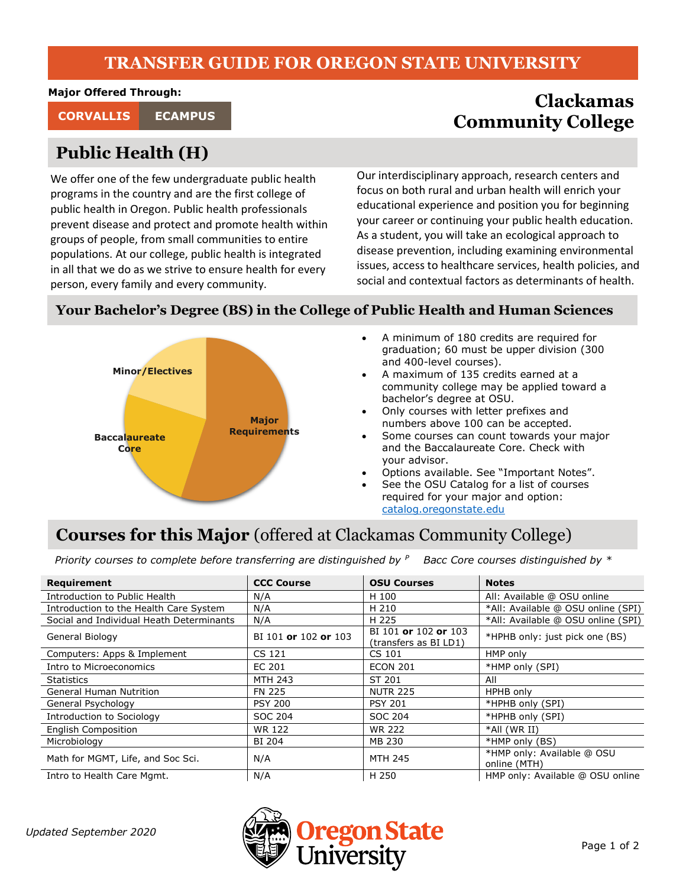# TRANSFER GUIDE FOR OREGON STATE UNIVERSITY

**Major Offered Through:**

**CORVALLIS** | **ECAMPUS**

## Clackamas Community College

## Public Health (H)

We offer one of the few undergraduate public health programs in the country and are the first college of public health in Oregon. Public health professionals prevent disease and protect and promote health within groups of people, from small communities to entire populations. At our college, public health is integrated in all that we do as we strive to ensure health for every person, every family and every community.

Our interdisciplinary approach, research centers and focus on both rural and urban health will enrich your educational experience and position you for beginning your career or continuing your public health education. As a student, you will take an ecological approach to disease prevention, including examining environmental issues, access to healthcare services, health policies, and social and contextual factors as determinants of health.

## Your Bachelor's Degree (BS) in the College of Public Health and Human Sciences

Minor/Electives

Baccalaureate Core

Major Requirements

- A minimum of 180 credits are required for graduation; 60 must be upper division (300 and 400-level courses).
- A maximum of 135 credits earned at a community college may be applied toward a bachelor's degree at OSU.
- Only courses with letter prefixes and numbers above 100 can be accepted.
- Some courses can count towards your major and the Baccalaureate Core. Check with your advisor.
- Options available. See "Important Notes".
- See the OSU Catalog for a list of courses required for your major and option: catalog.oregonstate.edu

## Courses for this Major (offered at Clackamas Community College)

*Priority courses to complete before transferring are distinguished by ᴾ*  *Bacc Core courses distinguished by **

| Requirement | CCC Course | OSU Courses | Notes |
|---|---|---|---|
| Introduction to Public Health | N/A | H 100 | All: Available @ OSU online |
| Introduction to the Health Care System | N/A | H 210 | *All: Available @ OSU online (SPI) |
| Social and Individual Heath Determinants | N/A | H 225 | *All: Available @ OSU online (SPI) |
| General Biology | BI 101 **or** 102 **or** 103 | BI 101 **or** 102 **or** 103 (transfers as BI LD1) | *HPHB only: just pick one (BS) |
| Computers: Apps & Implement | CS 121 | CS 101 | HMP only |
| Intro to Microeconomics | EC 201 | ECON 201 | *HMP only (SPI) |
| Statistics | MTH 243 | ST 201 | All |
| General Human Nutrition | FN 225 | NUTR 225 | HPHB only |
| General Psychology | PSY 200 | PSY 201 | *HPHB only (SPI) |
| Introduction to Sociology | SOC 204 | SOC 204 | *HPHB only (SPI) |
| English Composition | WR 122 | WR 222 | *All (WR II) |
| Microbiology | BI 204 | MB 230 | *HMP only (BS) |
| Math for MGMT, Life, and Soc Sci. | N/A | MTH 245 | *HMP only: Available @ OSU online (MTH) |
| Intro to Health Care Mgmt. | N/A | H 250 | HMP only: Available @ OSU online |

*Updated September 2020*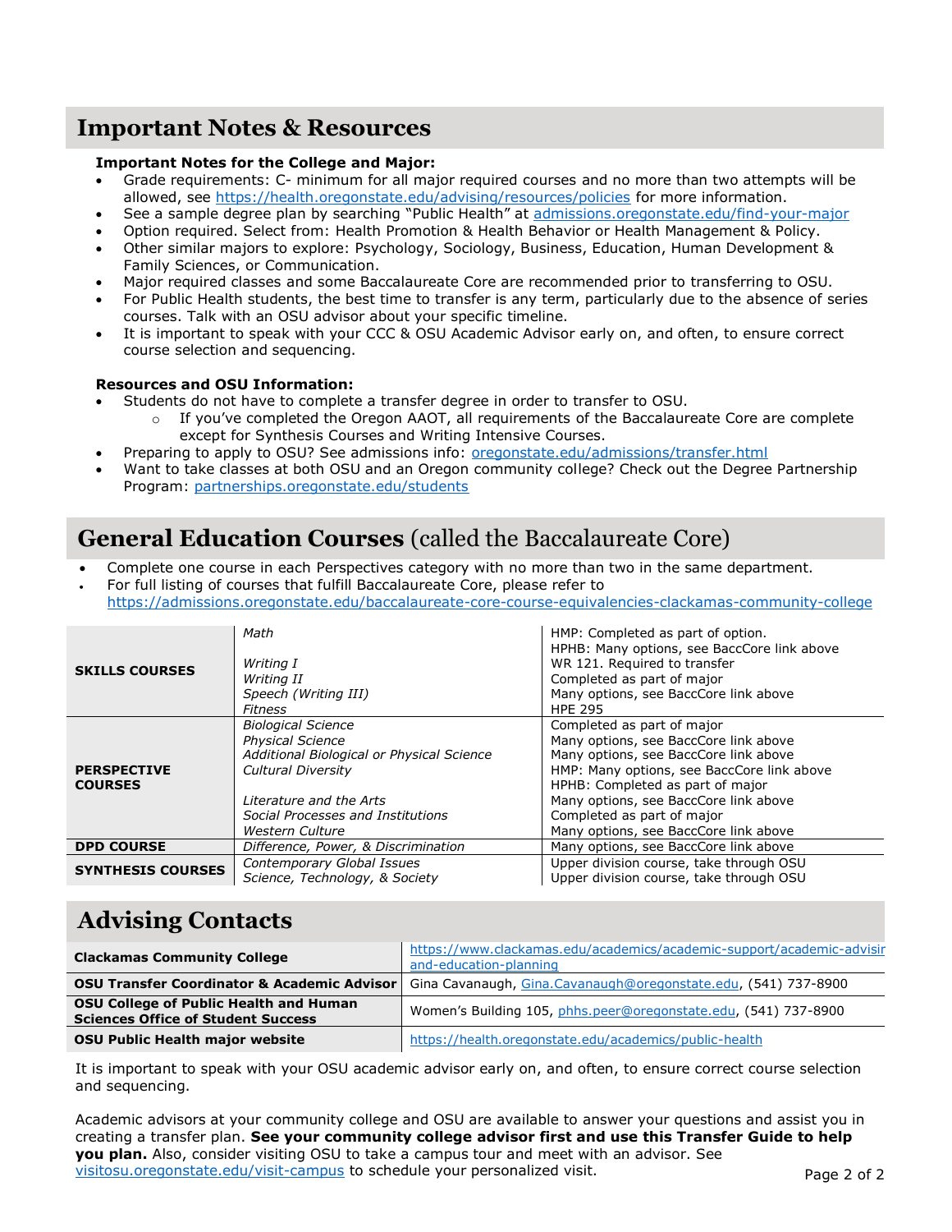## Important Notes & Resources

**Important Notes for the College and Major:**

- Grade requirements: C- minimum for all major required courses and no more than two attempts will be allowed, see https://health.oregonstate.edu/advising/resources/policies for more information.
- See a sample degree plan by searching "Public Health" at admissions.oregonstate.edu/find-your-major
- Option required. Select from: Health Promotion & Health Behavior or Health Management & Policy.
- Other similar majors to explore: Psychology, Sociology, Business, Education, Human Development & Family Sciences, or Communication.
- Major required classes and some Baccalaureate Core are recommended prior to transferring to OSU.
- For Public Health students, the best time to transfer is any term, particularly due to the absence of series courses. Talk with an OSU advisor about your specific timeline.
- It is important to speak with your CCC & OSU Academic Advisor early on, and often, to ensure correct course selection and sequencing.

**Resources and OSU Information:**

- Students do not have to complete a transfer degree in order to transfer to OSU.
  - If you've completed the Oregon AAOT, all requirements of the Baccalaureate Core are complete except for Synthesis Courses and Writing Intensive Courses.
- Preparing to apply to OSU? See admissions info: oregonstate.edu/admissions/transfer.html
- Want to take classes at both OSU and an Oregon community college? Check out the Degree Partnership Program: partnerships.oregonstate.edu/students

## General Education Courses (called the Baccalaureate Core)

- Complete one course in each Perspectives category with no more than two in the same department.
- For full listing of courses that fulfill Baccalaureate Core, please refer to https://admissions.oregonstate.edu/baccalaureate-core-course-equivalencies-clackamas-community-college

| | | |
|---|---|---|
| **SKILLS COURSES** | *Math* | HMP: Completed as part of option.<br>HPHB: Many options, see BaccCore link above |
| | *Writing I* | WR 121. Required to transfer |
| | *Writing II* | Completed as part of major |
| | *Speech (Writing III)* | Many options, see BaccCore link above |
| | *Fitness* | HPE 295 |
| **PERSPECTIVE COURSES** | *Biological Science* | Completed as part of major |
| | *Physical Science* | Many options, see BaccCore link above |
| | *Additional Biological or Physical Science* | Many options, see BaccCore link above |
| | *Cultural Diversity* | HMP: Many options, see BaccCore link above<br>HPHB: Completed as part of major |
| | *Literature and the Arts* | Many options, see BaccCore link above |
| | *Social Processes and Institutions* | Completed as part of major |
| | *Western Culture* | Many options, see BaccCore link above |
| **DPD COURSE** | *Difference, Power, & Discrimination* | Many options, see BaccCore link above |
| **SYNTHESIS COURSES** | *Contemporary Global Issues* | Upper division course, take through OSU |
| | *Science, Technology, & Society* | Upper division course, take through OSU |

## Advising Contacts

| | |
|---|---|
| **Clackamas Community College** | https://www.clackamas.edu/academics/academic-support/academic-advising-and-education-planning |
| **OSU Transfer Coordinator & Academic Advisor** | Gina Cavanaugh, Gina.Cavanaugh@oregonstate.edu, (541) 737-8900 |
| **OSU College of Public Health and Human Sciences Office of Student Success** | Women's Building 105, phhs.peer@oregonstate.edu, (541) 737-8900 |
| **OSU Public Health major website** | https://health.oregonstate.edu/academics/public-health |

It is important to speak with your OSU academic advisor early on, and often, to ensure correct course selection and sequencing.

Academic advisors at your community college and OSU are available to answer your questions and assist you in creating a transfer plan. **See your community college advisor first and use this Transfer Guide to help you plan.** Also, consider visiting OSU to take a campus tour and meet with an advisor. See visitosu.oregonstate.edu/visit-campus to schedule your personalized visit.